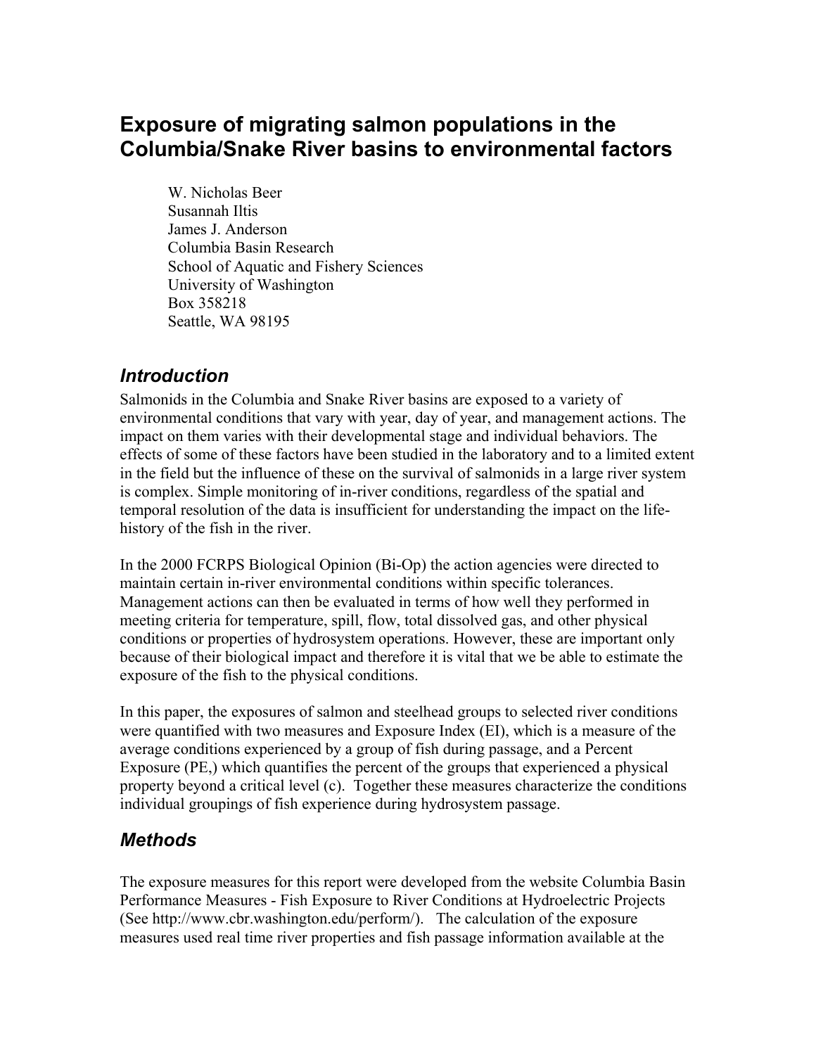# Exposure of migrating salmon populations in the Columbia/Snake River basins to environmental factors

W. Nicholas Beer
Susannah Iltis
James J. Anderson
Columbia Basin Research
School of Aquatic and Fishery Sciences
University of Washington
Box 358218
Seattle, WA 98195

## *Introduction*

Salmonids in the Columbia and Snake River basins are exposed to a variety of environmental conditions that vary with year, day of year, and management actions. The impact on them varies with their developmental stage and individual behaviors. The effects of some of these factors have been studied in the laboratory and to a limited extent in the field but the influence of these on the survival of salmonids in a large river system is complex. Simple monitoring of in-river conditions, regardless of the spatial and temporal resolution of the data is insufficient for understanding the impact on the life-history of the fish in the river.

In the 2000 FCRPS Biological Opinion (Bi-Op) the action agencies were directed to maintain certain in-river environmental conditions within specific tolerances. Management actions can then be evaluated in terms of how well they performed in meeting criteria for temperature, spill, flow, total dissolved gas, and other physical conditions or properties of hydrosystem operations. However, these are important only because of their biological impact and therefore it is vital that we be able to estimate the exposure of the fish to the physical conditions.

In this paper, the exposures of salmon and steelhead groups to selected river conditions were quantified with two measures and Exposure Index (EI), which is a measure of the average conditions experienced by a group of fish during passage, and a Percent Exposure (PE,) which quantifies the percent of the groups that experienced a physical property beyond a critical level (c). Together these measures characterize the conditions individual groupings of fish experience during hydrosystem passage.

## *Methods*

The exposure measures for this report were developed from the website Columbia Basin Performance Measures - Fish Exposure to River Conditions at Hydroelectric Projects (See http://www.cbr.washington.edu/perform/). The calculation of the exposure measures used real time river properties and fish passage information available at the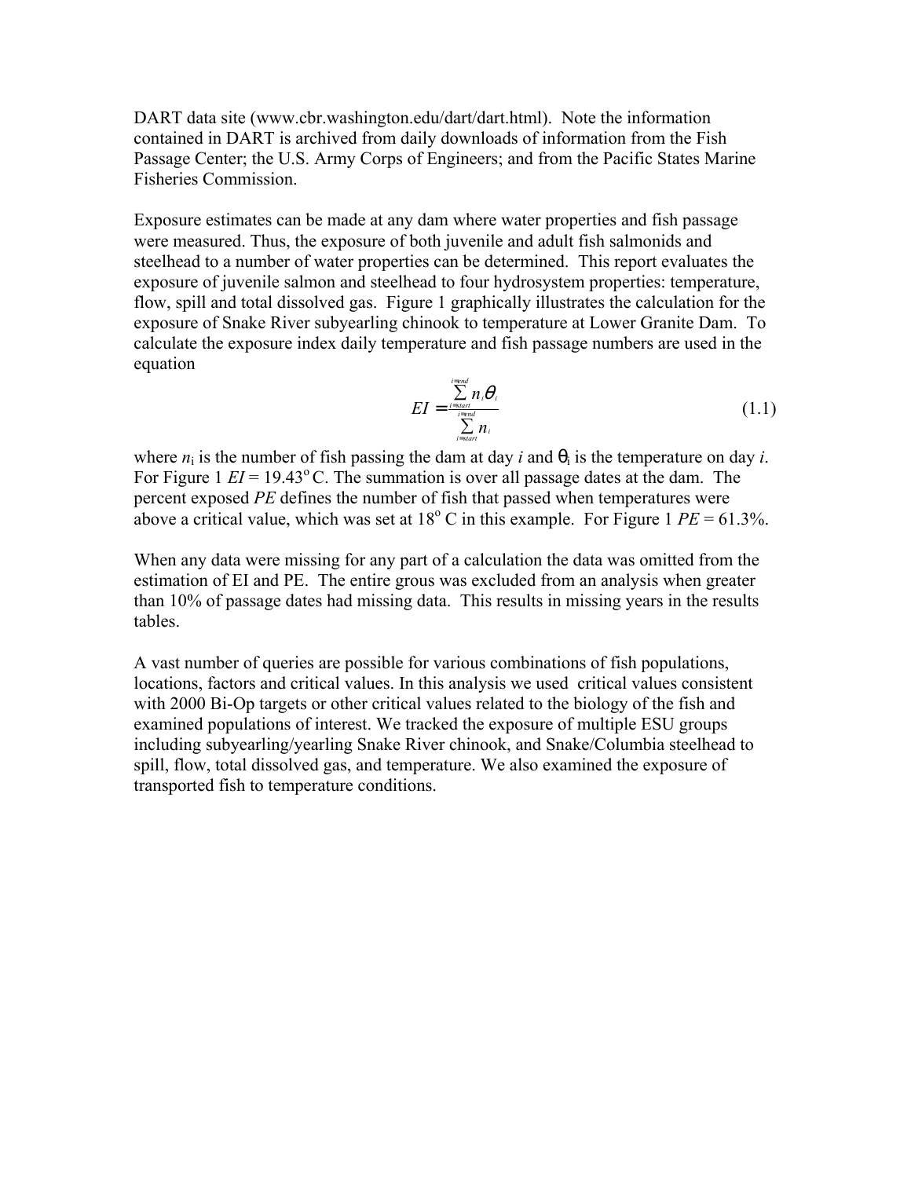DART data site (www.cbr.washington.edu/dart/dart.html). Note the information contained in DART is archived from daily downloads of information from the Fish Passage Center; the U.S. Army Corps of Engineers; and from the Pacific States Marine Fisheries Commission.

Exposure estimates can be made at any dam where water properties and fish passage were measured. Thus, the exposure of both juvenile and adult fish salmonids and steelhead to a number of water properties can be determined. This report evaluates the exposure of juvenile salmon and steelhead to four hydrosystem properties: temperature, flow, spill and total dissolved gas. Figure 1 graphically illustrates the calculation for the exposure of Snake River subyearling chinook to temperature at Lower Granite Dam. To calculate the exposure index daily temperature and fish passage numbers are used in the equation

$$EI = \frac{\sum_{i=start}^{i=end} n_i \theta_i}{\sum_{i=start}^{i=end} n_i} \tag{1.1}$$

where $n_i$ is the number of fish passing the dam at day $i$ and $\theta_i$ is the temperature on day $i$. For Figure 1 $EI = 19.43^{o}$ C. The summation is over all passage dates at the dam. The percent exposed *PE* defines the number of fish that passed when temperatures were above a critical value, which was set at $18^{o}$ C in this example. For Figure 1 $PE = 61.3\%$.

When any data were missing for any part of a calculation the data was omitted from the estimation of EI and PE. The entire grous was excluded from an analysis when greater than 10% of passage dates had missing data. This results in missing years in the results tables.

A vast number of queries are possible for various combinations of fish populations, locations, factors and critical values. In this analysis we used critical values consistent with 2000 Bi-Op targets or other critical values related to the biology of the fish and examined populations of interest. We tracked the exposure of multiple ESU groups including subyearling/yearling Snake River chinook, and Snake/Columbia steelhead to spill, flow, total dissolved gas, and temperature. We also examined the exposure of transported fish to temperature conditions.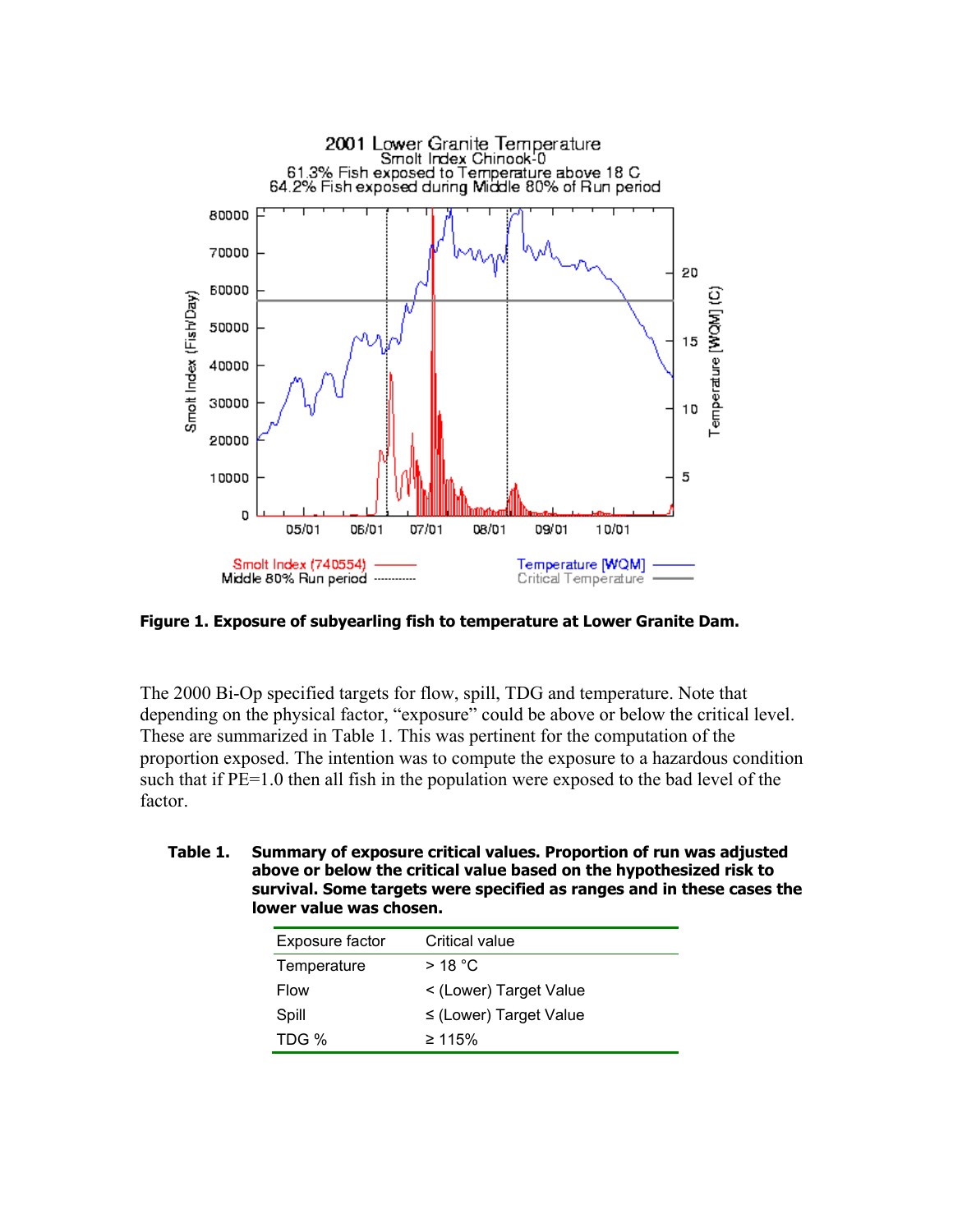**Figure 1. Exposure of subyearling fish to temperature at Lower Granite Dam.**

The 2000 Bi-Op specified targets for flow, spill, TDG and temperature. Note that depending on the physical factor, "exposure" could be above or below the critical level. These are summarized in Table 1. This was pertinent for the computation of the proportion exposed. The intention was to compute the exposure to a hazardous condition such that if PE=1.0 then all fish in the population were exposed to the bad level of the factor.

**Table 1. Summary of exposure critical values. Proportion of run was adjusted above or below the critical value based on the hypothesized risk to survival. Some targets were specified as ranges and in these cases the lower value was chosen.**

| Exposure factor | Critical value |
|---|---|
| Temperature | > 18 °C |
| Flow | < (Lower) Target Value |
| Spill | ≤ (Lower) Target Value |
| TDG % | ≥ 115% |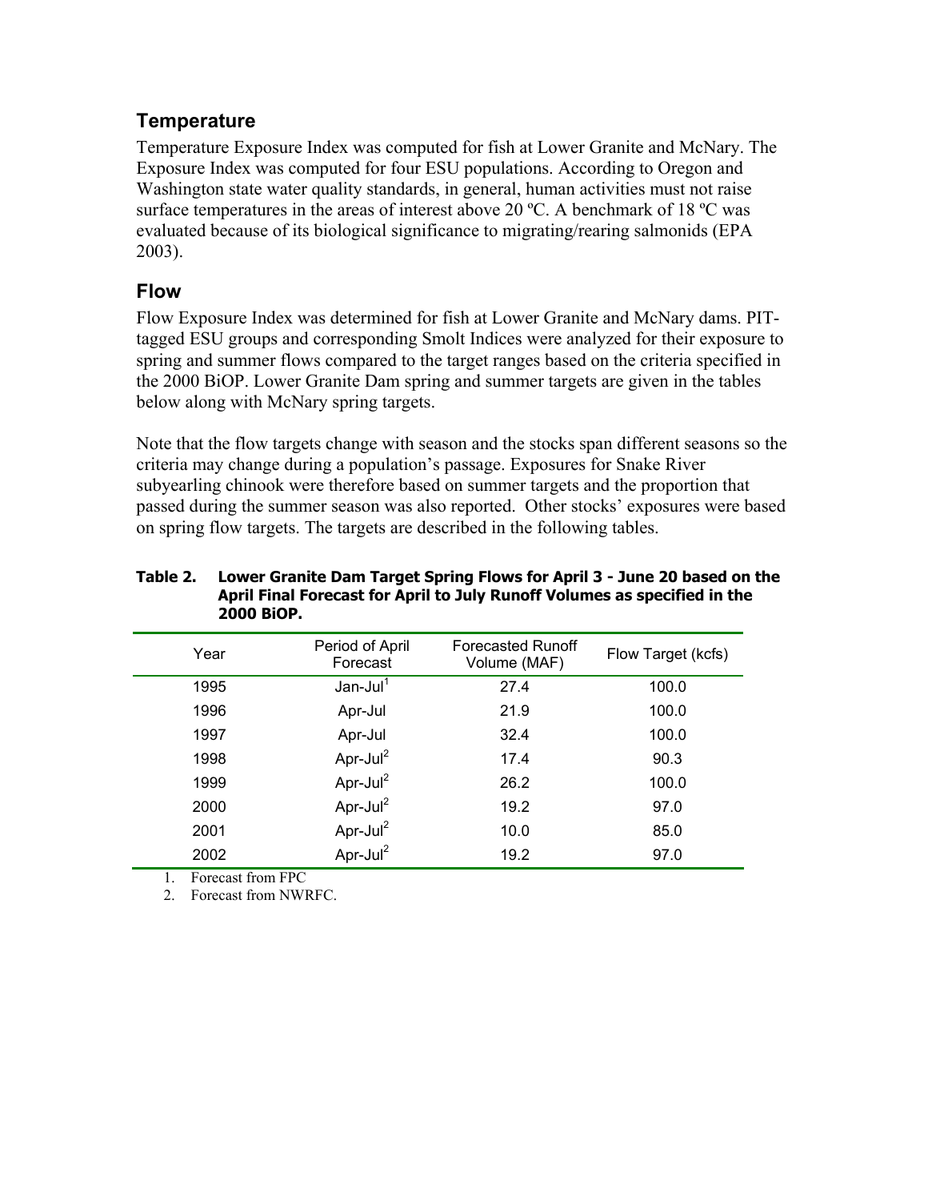## Temperature

Temperature Exposure Index was computed for fish at Lower Granite and McNary. The Exposure Index was computed for four ESU populations. According to Oregon and Washington state water quality standards, in general, human activities must not raise surface temperatures in the areas of interest above 20 ºC. A benchmark of 18 ºC was evaluated because of its biological significance to migrating/rearing salmonids (EPA 2003).

## Flow

Flow Exposure Index was determined for fish at Lower Granite and McNary dams. PIT-tagged ESU groups and corresponding Smolt Indices were analyzed for their exposure to spring and summer flows compared to the target ranges based on the criteria specified in the 2000 BiOP. Lower Granite Dam spring and summer targets are given in the tables below along with McNary spring targets.

Note that the flow targets change with season and the stocks span different seasons so the criteria may change during a population's passage. Exposures for Snake River subyearling chinook were therefore based on summer targets and the proportion that passed during the summer season was also reported. Other stocks' exposures were based on spring flow targets. The targets are described in the following tables.

**Table 2. Lower Granite Dam Target Spring Flows for April 3 - June 20 based on the April Final Forecast for April to July Runoff Volumes as specified in the 2000 BiOP.**

| Year | Period of April Forecast | Forecasted Runoff Volume (MAF) | Flow Target (kcfs) |
|---|---|---|---|
| 1995 | Jan-Jul[1] | 27.4 | 100.0 |
| 1996 | Apr-Jul | 21.9 | 100.0 |
| 1997 | Apr-Jul | 32.4 | 100.0 |
| 1998 | Apr-Jul[2] | 17.4 | 90.3 |
| 1999 | Apr-Jul[2] | 26.2 | 100.0 |
| 2000 | Apr-Jul[2] | 19.2 | 97.0 |
| 2001 | Apr-Jul[2] | 10.0 | 85.0 |
| 2002 | Apr-Jul[2] | 19.2 | 97.0 |

1. Forecast from FPC
2. Forecast from NWRFC.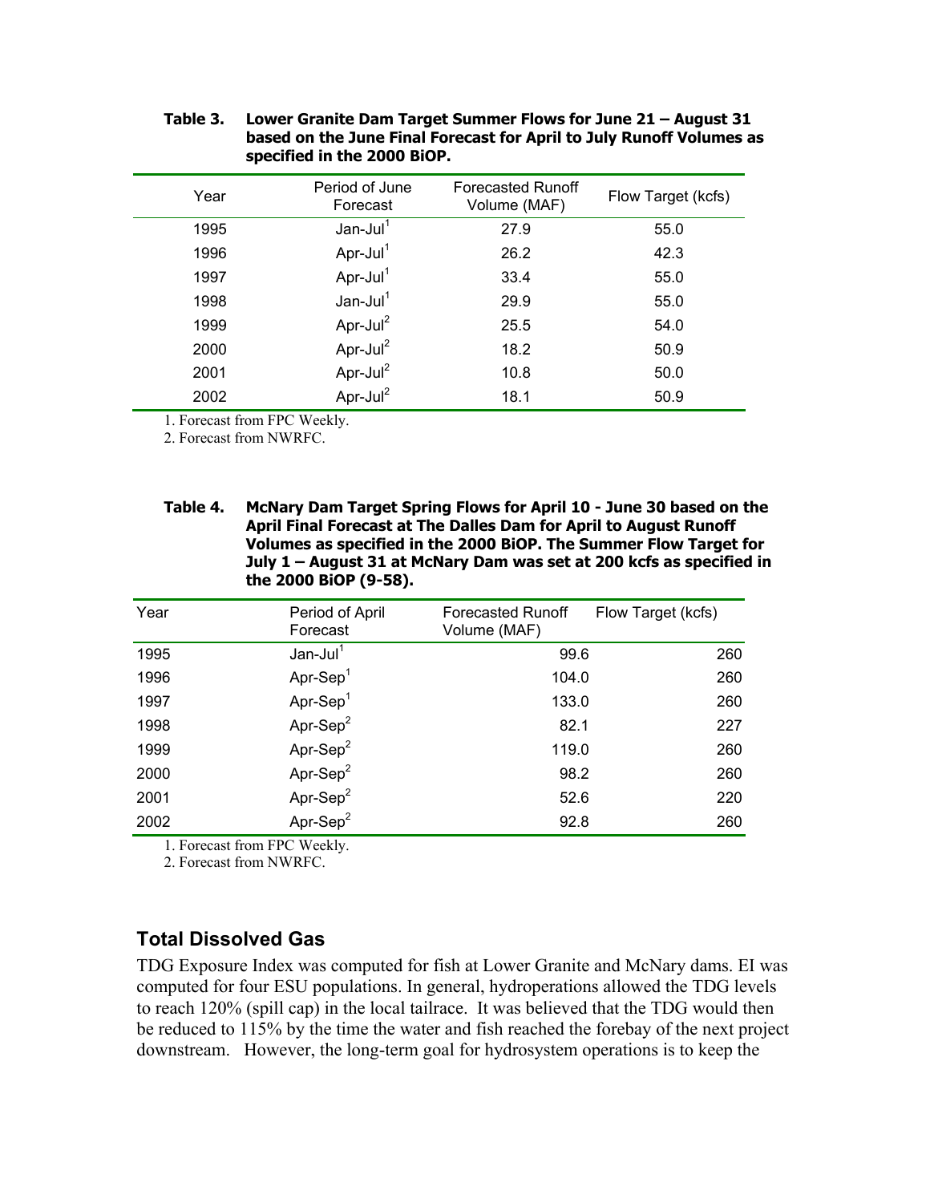**Table 3. Lower Granite Dam Target Summer Flows for June 21 – August 31 based on the June Final Forecast for April to July Runoff Volumes as specified in the 2000 BiOP.**

| Year | Period of June Forecast | Forecasted Runoff Volume (MAF) | Flow Target (kcfs) |
|---|---|---|---|
| 1995 | Jan-Jul[1] | 27.9 | 55.0 |
| 1996 | Apr-Jul[1] | 26.2 | 42.3 |
| 1997 | Apr-Jul[1] | 33.4 | 55.0 |
| 1998 | Jan-Jul[1] | 29.9 | 55.0 |
| 1999 | Apr-Jul[2] | 25.5 | 54.0 |
| 2000 | Apr-Jul[2] | 18.2 | 50.9 |
| 2001 | Apr-Jul[2] | 10.8 | 50.0 |
| 2002 | Apr-Jul[2] | 18.1 | 50.9 |

1. Forecast from FPC Weekly.
2. Forecast from NWRFC.

**Table 4. McNary Dam Target Spring Flows for April 10 - June 30 based on the April Final Forecast at The Dalles Dam for April to August Runoff Volumes as specified in the 2000 BiOP. The Summer Flow Target for July 1 – August 31 at McNary Dam was set at 200 kcfs as specified in the 2000 BiOP (9-58).**

| Year | Period of April Forecast | Forecasted Runoff Volume (MAF) | Flow Target (kcfs) |
|---|---|---|---|
| 1995 | Jan-Jul[1] | 99.6 | 260 |
| 1996 | Apr-Sep[1] | 104.0 | 260 |
| 1997 | Apr-Sep[1] | 133.0 | 260 |
| 1998 | Apr-Sep[2] | 82.1 | 227 |
| 1999 | Apr-Sep[2] | 119.0 | 260 |
| 2000 | Apr-Sep[2] | 98.2 | 260 |
| 2001 | Apr-Sep[2] | 52.6 | 220 |
| 2002 | Apr-Sep[2] | 92.8 | 260 |

1. Forecast from FPC Weekly.
2. Forecast from NWRFC.

## Total Dissolved Gas

TDG Exposure Index was computed for fish at Lower Granite and McNary dams. EI was computed for four ESU populations. In general, hydroperations allowed the TDG levels to reach 120% (spill cap) in the local tailrace. It was believed that the TDG would then be reduced to 115% by the time the water and fish reached the forebay of the next project downstream. However, the long-term goal for hydrosystem operations is to keep the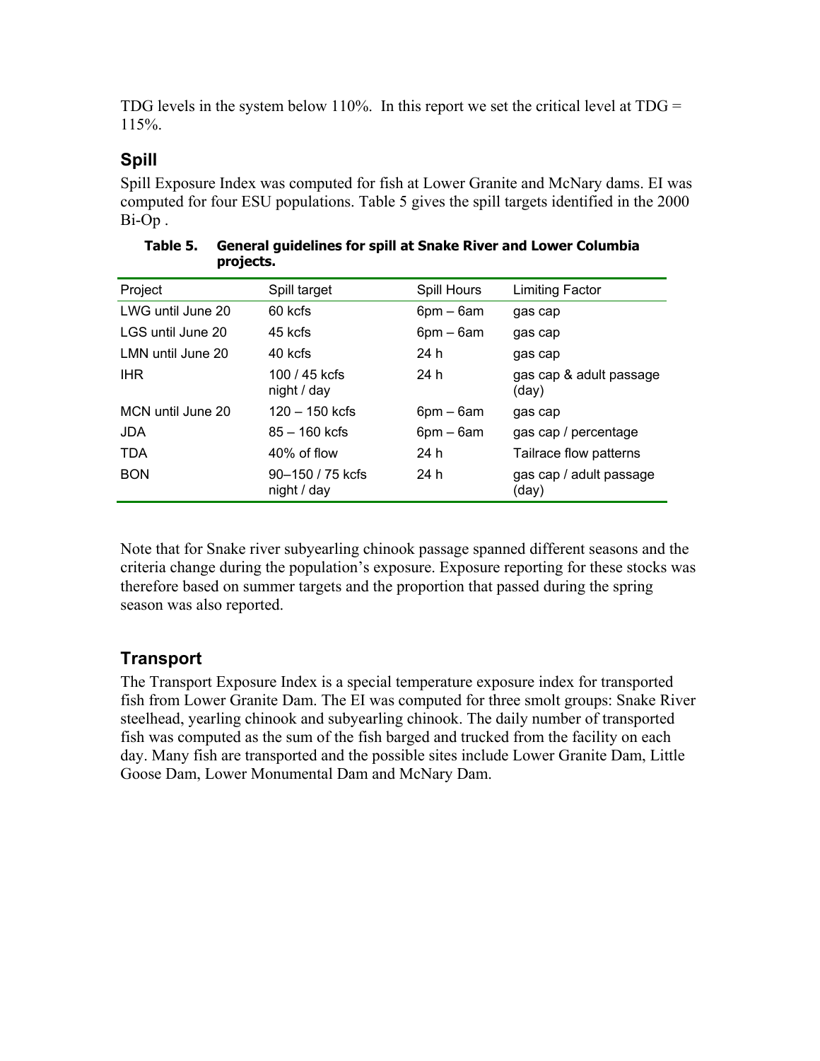TDG levels in the system below 110%. In this report we set the critical level at TDG = 115%.

## Spill

Spill Exposure Index was computed for fish at Lower Granite and McNary dams. EI was computed for four ESU populations. Table 5 gives the spill targets identified in the 2000 Bi-Op .

**Table 5. General guidelines for spill at Snake River and Lower Columbia projects.**

| Project | Spill target | Spill Hours | Limiting Factor |
|---|---|---|---|
| LWG until June 20 | 60 kcfs | 6pm – 6am | gas cap |
| LGS until June 20 | 45 kcfs | 6pm – 6am | gas cap |
| LMN until June 20 | 40 kcfs | 24 h | gas cap |
| IHR | 100 / 45 kcfs night / day | 24 h | gas cap & adult passage (day) |
| MCN until June 20 | 120 – 150 kcfs | 6pm – 6am | gas cap |
| JDA | 85 – 160 kcfs | 6pm – 6am | gas cap / percentage |
| TDA | 40% of flow | 24 h | Tailrace flow patterns |
| BON | 90–150 / 75 kcfs night / day | 24 h | gas cap / adult passage (day) |

Note that for Snake river subyearling chinook passage spanned different seasons and the criteria change during the population's exposure. Exposure reporting for these stocks was therefore based on summer targets and the proportion that passed during the spring season was also reported.

## Transport

The Transport Exposure Index is a special temperature exposure index for transported fish from Lower Granite Dam. The EI was computed for three smolt groups: Snake River steelhead, yearling chinook and subyearling chinook. The daily number of transported fish was computed as the sum of the fish barged and trucked from the facility on each day. Many fish are transported and the possible sites include Lower Granite Dam, Little Goose Dam, Lower Monumental Dam and McNary Dam.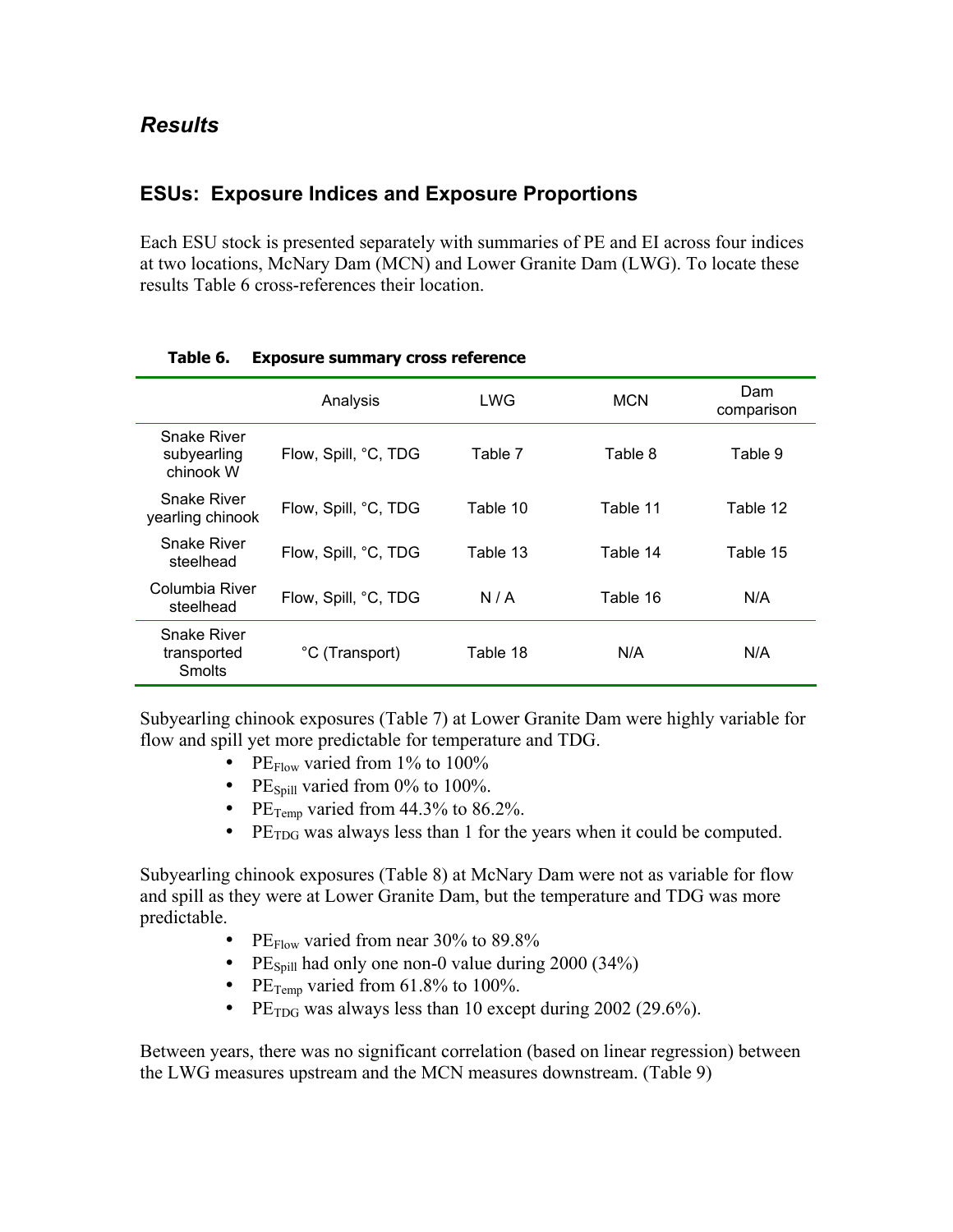## *Results*

### ESUs: Exposure Indices and Exposure Proportions

Each ESU stock is presented separately with summaries of PE and EI across four indices at two locations, McNary Dam (MCN) and Lower Granite Dam (LWG). To locate these results Table 6 cross-references their location.

**Table 6. Exposure summary cross reference**

| | Analysis | LWG | MCN | Dam comparison |
|---|---|---|---|---|
| Snake River subyearling chinook W | Flow, Spill, °C, TDG | Table 7 | Table 8 | Table 9 |
| Snake River yearling chinook | Flow, Spill, °C, TDG | Table 10 | Table 11 | Table 12 |
| Snake River steelhead | Flow, Spill, °C, TDG | Table 13 | Table 14 | Table 15 |
| Columbia River steelhead | Flow, Spill, °C, TDG | N / A | Table 16 | N/A |
| Snake River transported Smolts | °C (Transport) | Table 18 | N/A | N/A |

Subyearling chinook exposures (Table 7) at Lower Granite Dam were highly variable for flow and spill yet more predictable for temperature and TDG.

- $PE_{Flow}$ varied from 1% to 100%
- $PE_{Spill}$ varied from 0% to 100%.
- $PE_{Temp}$ varied from 44.3% to 86.2%.
- $PE_{TDG}$ was always less than 1 for the years when it could be computed.

Subyearling chinook exposures (Table 8) at McNary Dam were not as variable for flow and spill as they were at Lower Granite Dam, but the temperature and TDG was more predictable.

- $PE_{Flow}$ varied from near 30% to 89.8%
- $PE_{Spill}$ had only one non-0 value during 2000 (34%)
- $PE_{Temp}$ varied from 61.8% to 100%.
- $PE_{TDG}$ was always less than 10 except during 2002 (29.6%).

Between years, there was no significant correlation (based on linear regression) between the LWG measures upstream and the MCN measures downstream. (Table 9)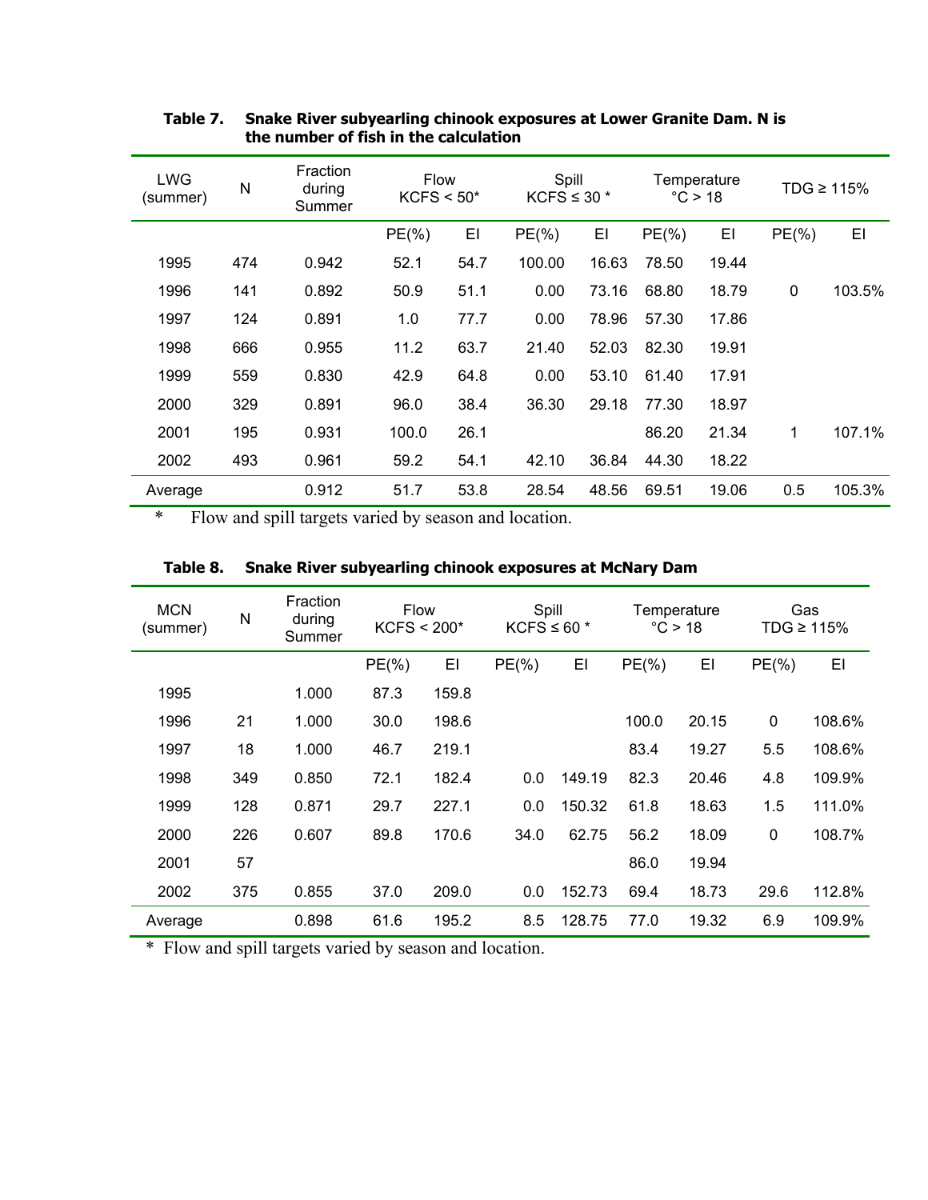**Table 7. Snake River subyearling chinook exposures at Lower Granite Dam. N is the number of fish in the calculation**

| LWG (summer) | N | Fraction during Summer | Flow KCFS < 50* | | Spill KCFS ≤ 30 * | | Temperature °C > 18 | | TDG ≥ 115% | |
|---|---|---|---|---|---|---|---|---|---|---|
| | | | PE(%) | EI | PE(%) | EI | PE(%) | EI | PE(%) | EI |
| 1995 | 474 | 0.942 | 52.1 | 54.7 | 100.00 | 16.63 | 78.50 | 19.44 | | |
| 1996 | 141 | 0.892 | 50.9 | 51.1 | 0.00 | 73.16 | 68.80 | 18.79 | 0 | 103.5% |
| 1997 | 124 | 0.891 | 1.0 | 77.7 | 0.00 | 78.96 | 57.30 | 17.86 | | |
| 1998 | 666 | 0.955 | 11.2 | 63.7 | 21.40 | 52.03 | 82.30 | 19.91 | | |
| 1999 | 559 | 0.830 | 42.9 | 64.8 | 0.00 | 53.10 | 61.40 | 17.91 | | |
| 2000 | 329 | 0.891 | 96.0 | 38.4 | 36.30 | 29.18 | 77.30 | 18.97 | | |
| 2001 | 195 | 0.931 | 100.0 | 26.1 | | | 86.20 | 21.34 | 1 | 107.1% |
| 2002 | 493 | 0.961 | 59.2 | 54.1 | 42.10 | 36.84 | 44.30 | 18.22 | | |
| Average | | 0.912 | 51.7 | 53.8 | 28.54 | 48.56 | 69.51 | 19.06 | 0.5 | 105.3% |

\* Flow and spill targets varied by season and location.

**Table 8. Snake River subyearling chinook exposures at McNary Dam**

| MCN (summer) | N | Fraction during Summer | Flow KCFS < 200* | | Spill KCFS ≤ 60 * | | Temperature °C > 18 | | Gas TDG ≥ 115% | |
|---|---|---|---|---|---|---|---|---|---|---|
| | | | PE(%) | EI | PE(%) | EI | PE(%) | EI | PE(%) | EI |
| 1995 | | 1.000 | 87.3 | 159.8 | | | | | | |
| 1996 | 21 | 1.000 | 30.0 | 198.6 | | | 100.0 | 20.15 | 0 | 108.6% |
| 1997 | 18 | 1.000 | 46.7 | 219.1 | | | 83.4 | 19.27 | 5.5 | 108.6% |
| 1998 | 349 | 0.850 | 72.1 | 182.4 | 0.0 | 149.19 | 82.3 | 20.46 | 4.8 | 109.9% |
| 1999 | 128 | 0.871 | 29.7 | 227.1 | 0.0 | 150.32 | 61.8 | 18.63 | 1.5 | 111.0% |
| 2000 | 226 | 0.607 | 89.8 | 170.6 | 34.0 | 62.75 | 56.2 | 18.09 | 0 | 108.7% |
| 2001 | 57 | | | | | | 86.0 | 19.94 | | |
| 2002 | 375 | 0.855 | 37.0 | 209.0 | 0.0 | 152.73 | 69.4 | 18.73 | 29.6 | 112.8% |
| Average | | 0.898 | 61.6 | 195.2 | 8.5 | 128.75 | 77.0 | 19.32 | 6.9 | 109.9% |

\* Flow and spill targets varied by season and location.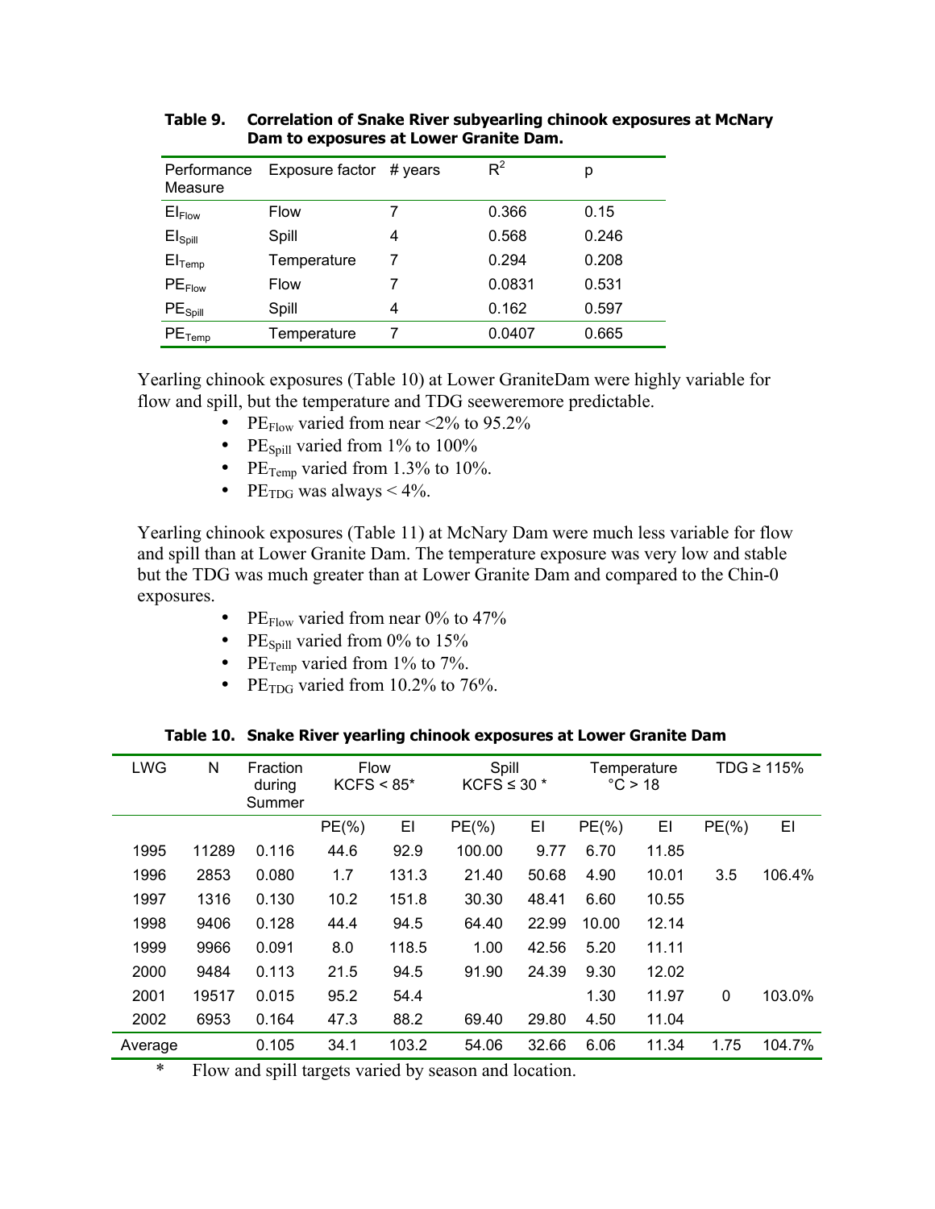**Table 9. Correlation of Snake River subyearling chinook exposures at McNary Dam to exposures at Lower Granite Dam.**

| Performance Measure | Exposure factor | # years | $R^2$ | p |
|---|---|---|---|---|
| $EI_{Flow}$ | Flow | 7 | 0.366 | 0.15 |
| $EI_{Spill}$ | Spill | 4 | 0.568 | 0.246 |
| $EI_{Temp}$ | Temperature | 7 | 0.294 | 0.208 |
| $PE_{Flow}$ | Flow | 7 | 0.0831 | 0.531 |
| $PE_{Spill}$ | Spill | 4 | 0.162 | 0.597 |
| $PE_{Temp}$ | Temperature | 7 | 0.0407 | 0.665 |

Yearling chinook exposures (Table 10) at Lower GraniteDam were highly variable for flow and spill, but the temperature and TDG seeweremore predictable.

- $PE_{Flow}$ varied from near <2% to 95.2%
- $PE_{Spill}$ varied from 1% to 100%
- $PE_{Temp}$ varied from 1.3% to 10%.
- $PE_{TDG}$ was always < 4%.

Yearling chinook exposures (Table 11) at McNary Dam were much less variable for flow and spill than at Lower Granite Dam. The temperature exposure was very low and stable but the TDG was much greater than at Lower Granite Dam and compared to the Chin-0 exposures.

- $PE_{Flow}$ varied from near 0% to 47%
- $PE_{Spill}$ varied from 0% to 15%
- $PE_{Temp}$ varied from 1% to 7%.
- $PE_{TDG}$ varied from 10.2% to 76%.

**Table 10. Snake River yearling chinook exposures at Lower Granite Dam**

| LWG | N | Fraction during Summer | Flow KCFS < 85* | | Spill KCFS ≤ 30 * | | Temperature °C > 18 | | TDG ≥ 115% | |
|---|---|---|---|---|---|---|---|---|---|---|
| | | | PE(%) | EI | PE(%) | EI | PE(%) | EI | PE(%) | EI |
| 1995 | 11289 | 0.116 | 44.6 | 92.9 | 100.00 | 9.77 | 6.70 | 11.85 | | |
| 1996 | 2853 | 0.080 | 1.7 | 131.3 | 21.40 | 50.68 | 4.90 | 10.01 | 3.5 | 106.4% |
| 1997 | 1316 | 0.130 | 10.2 | 151.8 | 30.30 | 48.41 | 6.60 | 10.55 | | |
| 1998 | 9406 | 0.128 | 44.4 | 94.5 | 64.40 | 22.99 | 10.00 | 12.14 | | |
| 1999 | 9966 | 0.091 | 8.0 | 118.5 | 1.00 | 42.56 | 5.20 | 11.11 | | |
| 2000 | 9484 | 0.113 | 21.5 | 94.5 | 91.90 | 24.39 | 9.30 | 12.02 | | |
| 2001 | 19517 | 0.015 | 95.2 | 54.4 | | | 1.30 | 11.97 | 0 | 103.0% |
| 2002 | 6953 | 0.164 | 47.3 | 88.2 | 69.40 | 29.80 | 4.50 | 11.04 | | |
| Average | | 0.105 | 34.1 | 103.2 | 54.06 | 32.66 | 6.06 | 11.34 | 1.75 | 104.7% |

\* Flow and spill targets varied by season and location.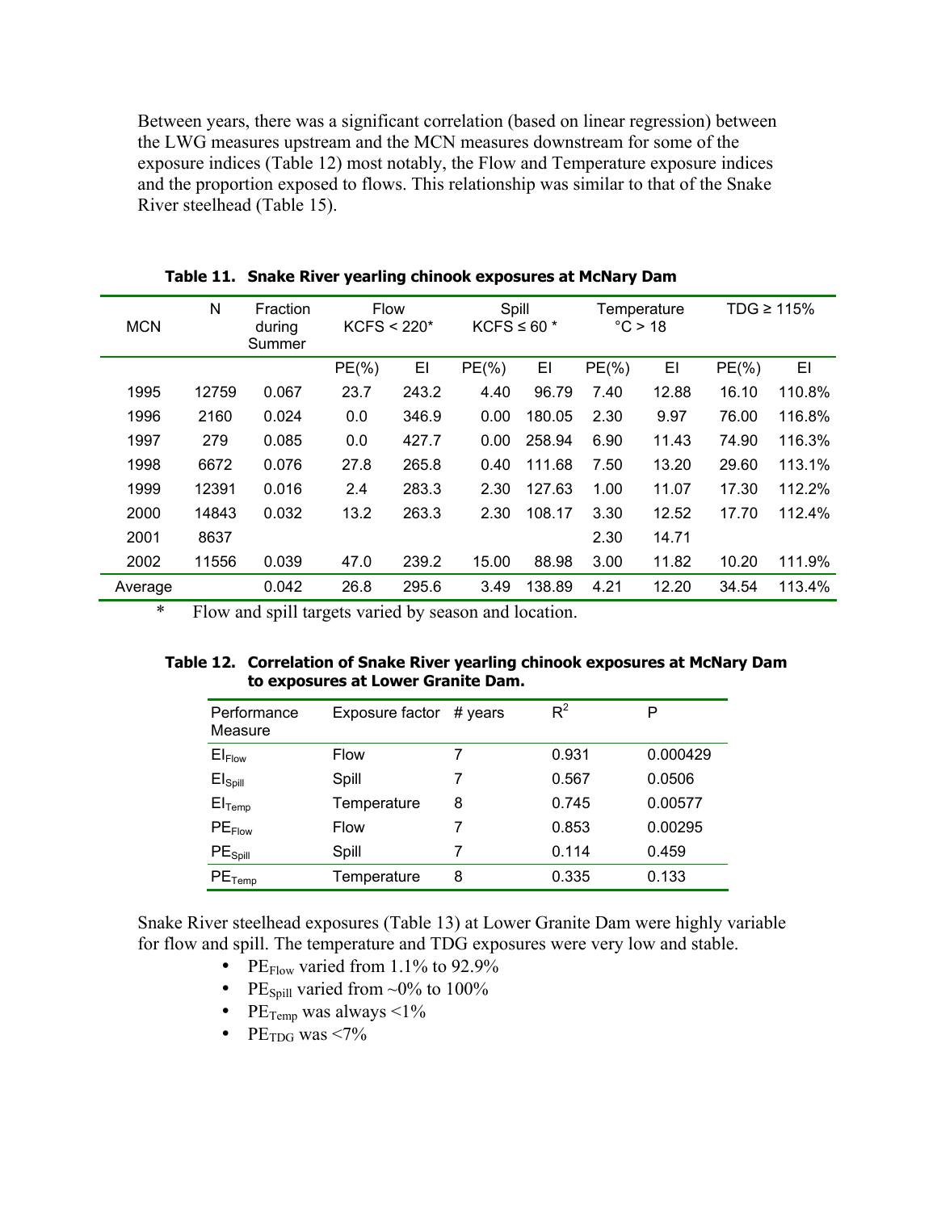Between years, there was a significant correlation (based on linear regression) between the LWG measures upstream and the MCN measures downstream for some of the exposure indices (Table 12) most notably, the Flow and Temperature exposure indices and the proportion exposed to flows. This relationship was similar to that of the Snake River steelhead (Table 15).

**Table 11. Snake River yearling chinook exposures at McNary Dam**

| MCN | N | Fraction during Summer | Flow KCFS < 220* | | Spill KCFS ≤ 60 * | | Temperature °C > 18 | | TDG ≥ 115% | |
|---|---|---|---|---|---|---|---|---|---|---|
| | | | PE(%) | EI | PE(%) | EI | PE(%) | EI | PE(%) | EI |
| 1995 | 12759 | 0.067 | 23.7 | 243.2 | 4.40 | 96.79 | 7.40 | 12.88 | 16.10 | 110.8% |
| 1996 | 2160 | 0.024 | 0.0 | 346.9 | 0.00 | 180.05 | 2.30 | 9.97 | 76.00 | 116.8% |
| 1997 | 279 | 0.085 | 0.0 | 427.7 | 0.00 | 258.94 | 6.90 | 11.43 | 74.90 | 116.3% |
| 1998 | 6672 | 0.076 | 27.8 | 265.8 | 0.40 | 111.68 | 7.50 | 13.20 | 29.60 | 113.1% |
| 1999 | 12391 | 0.016 | 2.4 | 283.3 | 2.30 | 127.63 | 1.00 | 11.07 | 17.30 | 112.2% |
| 2000 | 14843 | 0.032 | 13.2 | 263.3 | 2.30 | 108.17 | 3.30 | 12.52 | 17.70 | 112.4% |
| 2001 | 8637 | | | | | | 2.30 | 14.71 | | |
| 2002 | 11556 | 0.039 | 47.0 | 239.2 | 15.00 | 88.98 | 3.00 | 11.82 | 10.20 | 111.9% |
| Average | | 0.042 | 26.8 | 295.6 | 3.49 | 138.89 | 4.21 | 12.20 | 34.54 | 113.4% |

\* Flow and spill targets varied by season and location.

**Table 12. Correlation of Snake River yearling chinook exposures at McNary Dam to exposures at Lower Granite Dam.**

| Performance Measure | Exposure factor | # years | $R^2$ | P |
|---|---|---|---|---|
| $EI_{Flow}$ | Flow | 7 | 0.931 | 0.000429 |
| $EI_{Spill}$ | Spill | 7 | 0.567 | 0.0506 |
| $EI_{Temp}$ | Temperature | 8 | 0.745 | 0.00577 |
| $PE_{Flow}$ | Flow | 7 | 0.853 | 0.00295 |
| $PE_{Spill}$ | Spill | 7 | 0.114 | 0.459 |
| $PE_{Temp}$ | Temperature | 8 | 0.335 | 0.133 |

Snake River steelhead exposures (Table 13) at Lower Granite Dam were highly variable for flow and spill. The temperature and TDG exposures were very low and stable.

- $PE_{Flow}$ varied from 1.1% to 92.9%
- $PE_{Spill}$ varied from ~0% to 100%
- $PE_{Temp}$ was always <1%
- $PE_{TDG}$ was <7%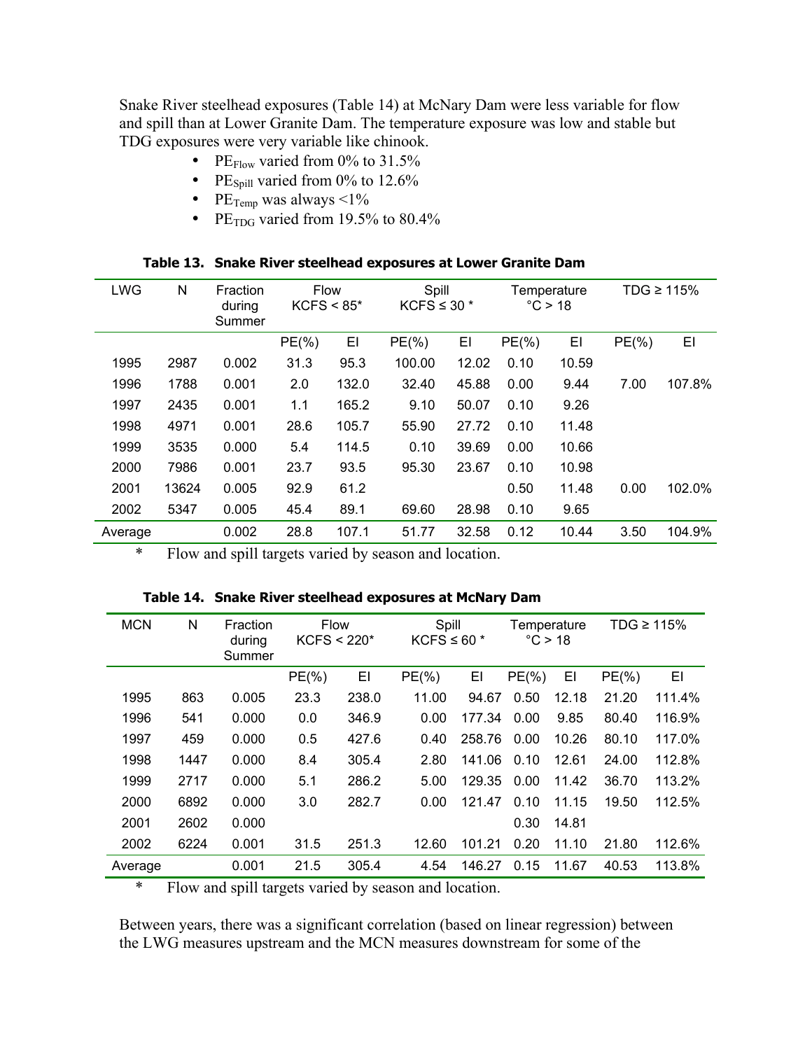Snake River steelhead exposures (Table 14) at McNary Dam were less variable for flow and spill than at Lower Granite Dam. The temperature exposure was low and stable but TDG exposures were very variable like chinook.

- $PE_{Flow}$ varied from 0% to 31.5%
- $PE_{Spill}$ varied from 0% to 12.6%
- $PE_{Temp}$ was always <1%
- $PE_{TDG}$ varied from 19.5% to 80.4%

**Table 13. Snake River steelhead exposures at Lower Granite Dam**

| LWG | N | Fraction during Summer | Flow KCFS < 85* | | Spill KCFS ≤ 30 * | | Temperature °C > 18 | | TDG ≥ 115% | |
|---|---|---|---|---|---|---|---|---|---|---|
| | | | PE(%) | EI | PE(%) | EI | PE(%) | EI | PE(%) | EI |
| 1995 | 2987 | 0.002 | 31.3 | 95.3 | 100.00 | 12.02 | 0.10 | 10.59 | | |
| 1996 | 1788 | 0.001 | 2.0 | 132.0 | 32.40 | 45.88 | 0.00 | 9.44 | 7.00 | 107.8% |
| 1997 | 2435 | 0.001 | 1.1 | 165.2 | 9.10 | 50.07 | 0.10 | 9.26 | | |
| 1998 | 4971 | 0.001 | 28.6 | 105.7 | 55.90 | 27.72 | 0.10 | 11.48 | | |
| 1999 | 3535 | 0.000 | 5.4 | 114.5 | 0.10 | 39.69 | 0.00 | 10.66 | | |
| 2000 | 7986 | 0.001 | 23.7 | 93.5 | 95.30 | 23.67 | 0.10 | 10.98 | | |
| 2001 | 13624 | 0.005 | 92.9 | 61.2 | | | 0.50 | 11.48 | 0.00 | 102.0% |
| 2002 | 5347 | 0.005 | 45.4 | 89.1 | 69.60 | 28.98 | 0.10 | 9.65 | | |
| Average | | 0.002 | 28.8 | 107.1 | 51.77 | 32.58 | 0.12 | 10.44 | 3.50 | 104.9% |

\* Flow and spill targets varied by season and location.

**Table 14. Snake River steelhead exposures at McNary Dam**

| MCN | N | Fraction during Summer | Flow KCFS < 220* | | Spill KCFS ≤ 60 * | | Temperature °C > 18 | | TDG ≥ 115% | |
|---|---|---|---|---|---|---|---|---|---|---|
| | | | PE(%) | EI | PE(%) | EI | PE(%) | EI | PE(%) | EI |
| 1995 | 863 | 0.005 | 23.3 | 238.0 | 11.00 | 94.67 | 0.50 | 12.18 | 21.20 | 111.4% |
| 1996 | 541 | 0.000 | 0.0 | 346.9 | 0.00 | 177.34 | 0.00 | 9.85 | 80.40 | 116.9% |
| 1997 | 459 | 0.000 | 0.5 | 427.6 | 0.40 | 258.76 | 0.00 | 10.26 | 80.10 | 117.0% |
| 1998 | 1447 | 0.000 | 8.4 | 305.4 | 2.80 | 141.06 | 0.10 | 12.61 | 24.00 | 112.8% |
| 1999 | 2717 | 0.000 | 5.1 | 286.2 | 5.00 | 129.35 | 0.00 | 11.42 | 36.70 | 113.2% |
| 2000 | 6892 | 0.000 | 3.0 | 282.7 | 0.00 | 121.47 | 0.10 | 11.15 | 19.50 | 112.5% |
| 2001 | 2602 | 0.000 | | | | | 0.30 | 14.81 | | |
| 2002 | 6224 | 0.001 | 31.5 | 251.3 | 12.60 | 101.21 | 0.20 | 11.10 | 21.80 | 112.6% |
| Average | | 0.001 | 21.5 | 305.4 | 4.54 | 146.27 | 0.15 | 11.67 | 40.53 | 113.8% |

\* Flow and spill targets varied by season and location.

Between years, there was a significant correlation (based on linear regression) between the LWG measures upstream and the MCN measures downstream for some of the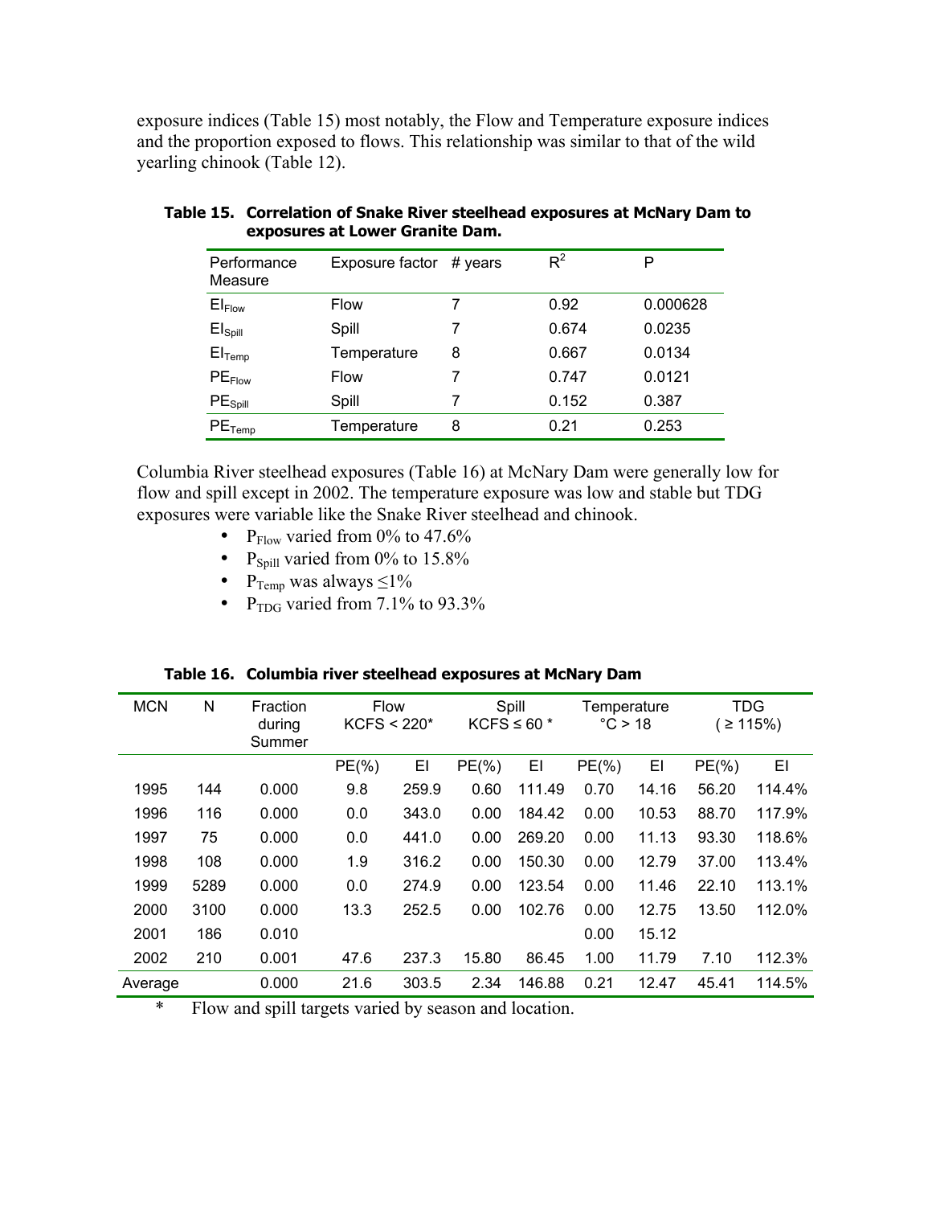exposure indices (Table 15) most notably, the Flow and Temperature exposure indices and the proportion exposed to flows. This relationship was similar to that of the wild yearling chinook (Table 12).

**Table 15. Correlation of Snake River steelhead exposures at McNary Dam to exposures at Lower Granite Dam.**

| Performance Measure | Exposure factor | # years | $R^2$ | P |
|---|---|---|---|---|
| $EI_{Flow}$ | Flow | 7 | 0.92 | 0.000628 |
| $EI_{Spill}$ | Spill | 7 | 0.674 | 0.0235 |
| $EI_{Temp}$ | Temperature | 8 | 0.667 | 0.0134 |
| $PE_{Flow}$ | Flow | 7 | 0.747 | 0.0121 |
| $PE_{Spill}$ | Spill | 7 | 0.152 | 0.387 |
| $PE_{Temp}$ | Temperature | 8 | 0.21 | 0.253 |

Columbia River steelhead exposures (Table 16) at McNary Dam were generally low for flow and spill except in 2002. The temperature exposure was low and stable but TDG exposures were variable like the Snake River steelhead and chinook.

- $P_{Flow}$ varied from 0% to 47.6%
- $P_{Spill}$ varied from 0% to 15.8%
- $P_{Temp}$ was always ≤1%
- $P_{TDG}$ varied from 7.1% to 93.3%

**Table 16. Columbia river steelhead exposures at McNary Dam**

| MCN | N | Fraction during Summer | Flow KCFS < 220* | | Spill KCFS ≤ 60 * | | Temperature °C > 18 | | TDG ( ≥ 115%) | |
|---|---|---|---|---|---|---|---|---|---|---|
| | | | PE(%) | EI | PE(%) | EI | PE(%) | EI | PE(%) | EI |
| 1995 | 144 | 0.000 | 9.8 | 259.9 | 0.60 | 111.49 | 0.70 | 14.16 | 56.20 | 114.4% |
| 1996 | 116 | 0.000 | 0.0 | 343.0 | 0.00 | 184.42 | 0.00 | 10.53 | 88.70 | 117.9% |
| 1997 | 75 | 0.000 | 0.0 | 441.0 | 0.00 | 269.20 | 0.00 | 11.13 | 93.30 | 118.6% |
| 1998 | 108 | 0.000 | 1.9 | 316.2 | 0.00 | 150.30 | 0.00 | 12.79 | 37.00 | 113.4% |
| 1999 | 5289 | 0.000 | 0.0 | 274.9 | 0.00 | 123.54 | 0.00 | 11.46 | 22.10 | 113.1% |
| 2000 | 3100 | 0.000 | 13.3 | 252.5 | 0.00 | 102.76 | 0.00 | 12.75 | 13.50 | 112.0% |
| 2001 | 186 | 0.010 | | | | | 0.00 | 15.12 | | |
| 2002 | 210 | 0.001 | 47.6 | 237.3 | 15.80 | 86.45 | 1.00 | 11.79 | 7.10 | 112.3% |
| Average | | 0.000 | 21.6 | 303.5 | 2.34 | 146.88 | 0.21 | 12.47 | 45.41 | 114.5% |

\* Flow and spill targets varied by season and location.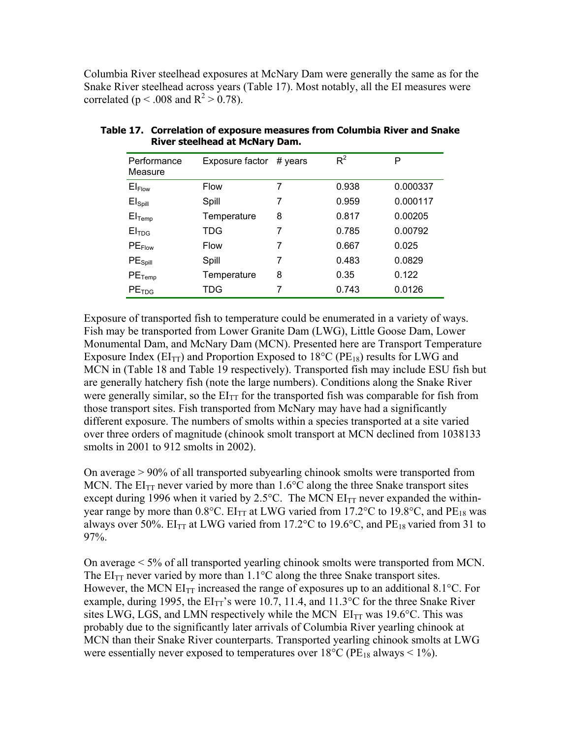Columbia River steelhead exposures at McNary Dam were generally the same as for the Snake River steelhead across years (Table 17). Most notably, all the EI measures were correlated ($p < .008$ and $R^2 > 0.78$).

**Table 17. Correlation of exposure measures from Columbia River and Snake River steelhead at McNary Dam.**

| Performance Measure | Exposure factor | # years | $R^2$ | P |
|---|---|---|---|---|
| $EI_{Flow}$ | Flow | 7 | 0.938 | 0.000337 |
| $EI_{Spill}$ | Spill | 7 | 0.959 | 0.000117 |
| $EI_{Temp}$ | Temperature | 8 | 0.817 | 0.00205 |
| $EI_{TDG}$ | TDG | 7 | 0.785 | 0.00792 |
| $PE_{Flow}$ | Flow | 7 | 0.667 | 0.025 |
| $PE_{Spill}$ | Spill | 7 | 0.483 | 0.0829 |
| $PE_{Temp}$ | Temperature | 8 | 0.35 | 0.122 |
| $PE_{TDG}$ | TDG | 7 | 0.743 | 0.0126 |

Exposure of transported fish to temperature could be enumerated in a variety of ways. Fish may be transported from Lower Granite Dam (LWG), Little Goose Dam, Lower Monumental Dam, and McNary Dam (MCN). Presented here are Transport Temperature Exposure Index ($EI_{TT}$) and Proportion Exposed to 18°C ($PE_{18}$) results for LWG and MCN in (Table 18 and Table 19 respectively). Transported fish may include ESU fish but are generally hatchery fish (note the large numbers). Conditions along the Snake River were generally similar, so the $EI_{TT}$ for the transported fish was comparable for fish from those transport sites. Fish transported from McNary may have had a significantly different exposure. The numbers of smolts within a species transported at a site varied over three orders of magnitude (chinook smolt transport at MCN declined from 1038133 smolts in 2001 to 912 smolts in 2002).

On average > 90% of all transported subyearling chinook smolts were transported from MCN. The $EI_{TT}$ never varied by more than 1.6°C along the three Snake transport sites except during 1996 when it varied by 2.5°C. The MCN $EI_{TT}$ never expanded the within-year range by more than 0.8°C. $EI_{TT}$ at LWG varied from 17.2°C to 19.8°C, and $PE_{18}$ was always over 50%. $EI_{TT}$ at LWG varied from 17.2°C to 19.6°C, and $PE_{18}$ varied from 31 to 97%.

On average < 5% of all transported yearling chinook smolts were transported from MCN. The $EI_{TT}$ never varied by more than 1.1°C along the three Snake transport sites. However, the MCN $EI_{TT}$ increased the range of exposures up to an additional 8.1°C. For example, during 1995, the $EI_{TT}$'s were 10.7, 11.4, and 11.3°C for the three Snake River sites LWG, LGS, and LMN respectively while the MCN $EI_{TT}$ was 19.6°C. This was probably due to the significantly later arrivals of Columbia River yearling chinook at MCN than their Snake River counterparts. Transported yearling chinook smolts at LWG were essentially never exposed to temperatures over 18°C ($PE_{18}$ always < 1%).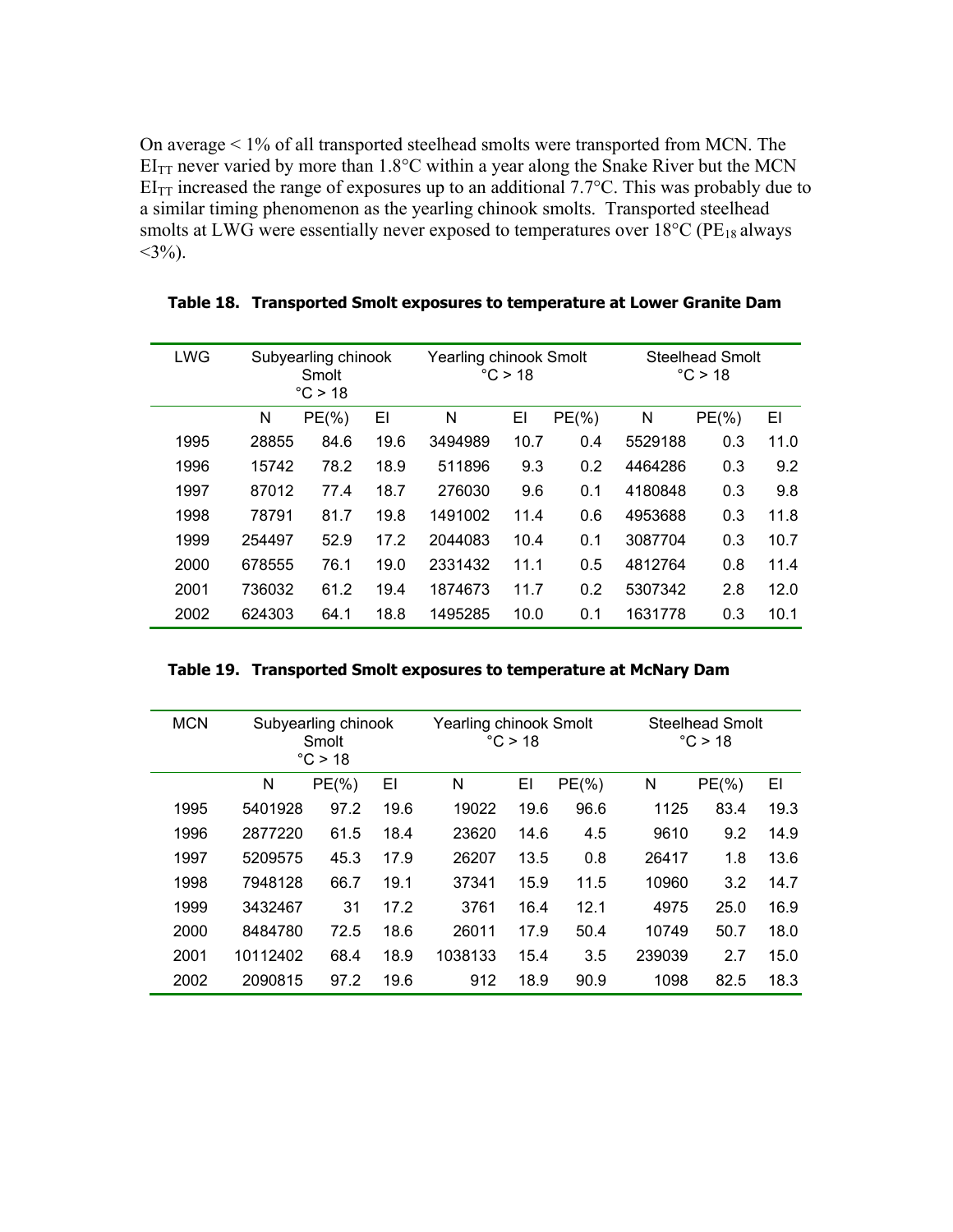On average < 1% of all transported steelhead smolts were transported from MCN. The $EI_{TT}$ never varied by more than 1.8°C within a year along the Snake River but the MCN $EI_{TT}$ increased the range of exposures up to an additional 7.7°C. This was probably due to a similar timing phenomenon as the yearling chinook smolts. Transported steelhead smolts at LWG were essentially never exposed to temperatures over 18°C ($PE_{18}$ always <3%).

**Table 18. Transported Smolt exposures to temperature at Lower Granite Dam**

| LWG | Subyearling chinook Smolt °C > 18 | | | Yearling chinook Smolt °C > 18 | | | Steelhead Smolt °C > 18 | | |
|---|---|---|---|---|---|---|---|---|---|
| | N | PE(%) | EI | N | EI | PE(%) | N | PE(%) | EI |
| 1995 | 28855 | 84.6 | 19.6 | 3494989 | 10.7 | 0.4 | 5529188 | 0.3 | 11.0 |
| 1996 | 15742 | 78.2 | 18.9 | 511896 | 9.3 | 0.2 | 4464286 | 0.3 | 9.2 |
| 1997 | 87012 | 77.4 | 18.7 | 276030 | 9.6 | 0.1 | 4180848 | 0.3 | 9.8 |
| 1998 | 78791 | 81.7 | 19.8 | 1491002 | 11.4 | 0.6 | 4953688 | 0.3 | 11.8 |
| 1999 | 254497 | 52.9 | 17.2 | 2044083 | 10.4 | 0.1 | 3087704 | 0.3 | 10.7 |
| 2000 | 678555 | 76.1 | 19.0 | 2331432 | 11.1 | 0.5 | 4812764 | 0.8 | 11.4 |
| 2001 | 736032 | 61.2 | 19.4 | 1874673 | 11.7 | 0.2 | 5307342 | 2.8 | 12.0 |
| 2002 | 624303 | 64.1 | 18.8 | 1495285 | 10.0 | 0.1 | 1631778 | 0.3 | 10.1 |

**Table 19. Transported Smolt exposures to temperature at McNary Dam**

| MCN | Subyearling chinook Smolt °C > 18 | | | Yearling chinook Smolt °C > 18 | | | Steelhead Smolt °C > 18 | | |
|---|---|---|---|---|---|---|---|---|---|
| | N | PE(%) | EI | N | EI | PE(%) | N | PE(%) | EI |
| 1995 | 5401928 | 97.2 | 19.6 | 19022 | 19.6 | 96.6 | 1125 | 83.4 | 19.3 |
| 1996 | 2877220 | 61.5 | 18.4 | 23620 | 14.6 | 4.5 | 9610 | 9.2 | 14.9 |
| 1997 | 5209575 | 45.3 | 17.9 | 26207 | 13.5 | 0.8 | 26417 | 1.8 | 13.6 |
| 1998 | 7948128 | 66.7 | 19.1 | 37341 | 15.9 | 11.5 | 10960 | 3.2 | 14.7 |
| 1999 | 3432467 | 31 | 17.2 | 3761 | 16.4 | 12.1 | 4975 | 25.0 | 16.9 |
| 2000 | 8484780 | 72.5 | 18.6 | 26011 | 17.9 | 50.4 | 10749 | 50.7 | 18.0 |
| 2001 | 10112402 | 68.4 | 18.9 | 1038133 | 15.4 | 3.5 | 239039 | 2.7 | 15.0 |
| 2002 | 2090815 | 97.2 | 19.6 | 912 | 18.9 | 90.9 | 1098 | 82.5 | 18.3 |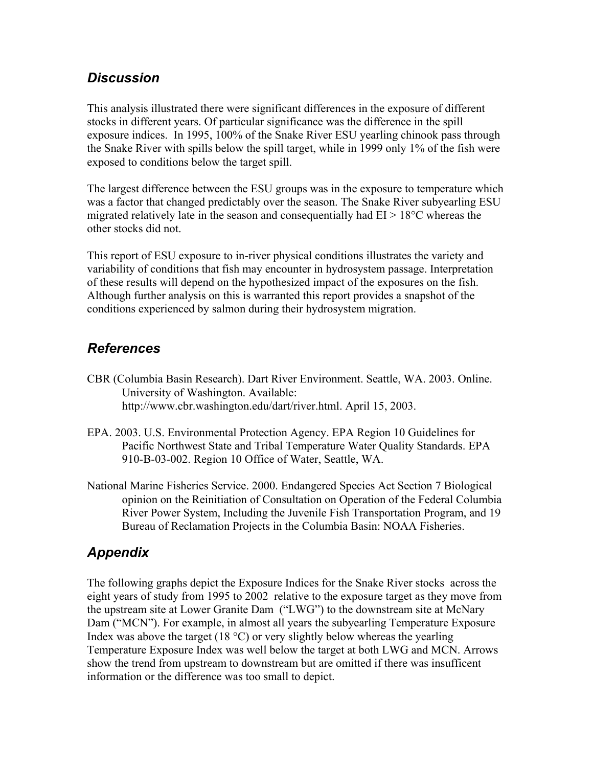## *Discussion*

This analysis illustrated there were significant differences in the exposure of different stocks in different years. Of particular significance was the difference in the spill exposure indices. In 1995, 100% of the Snake River ESU yearling chinook pass through the Snake River with spills below the spill target, while in 1999 only 1% of the fish were exposed to conditions below the target spill.

The largest difference between the ESU groups was in the exposure to temperature which was a factor that changed predictably over the season. The Snake River subyearling ESU migrated relatively late in the season and consequentially had EI > 18°C whereas the other stocks did not.

This report of ESU exposure to in-river physical conditions illustrates the variety and variability of conditions that fish may encounter in hydrosystem passage. Interpretation of these results will depend on the hypothesized impact of the exposures on the fish. Although further analysis on this is warranted this report provides a snapshot of the conditions experienced by salmon during their hydrosystem migration.

## *References*

CBR (Columbia Basin Research). Dart River Environment. Seattle, WA. 2003. Online. University of Washington. Available: http://www.cbr.washington.edu/dart/river.html. April 15, 2003.

EPA. 2003. U.S. Environmental Protection Agency. EPA Region 10 Guidelines for Pacific Northwest State and Tribal Temperature Water Quality Standards. EPA 910-B-03-002. Region 10 Office of Water, Seattle, WA.

National Marine Fisheries Service. 2000. Endangered Species Act Section 7 Biological opinion on the Reinitiation of Consultation on Operation of the Federal Columbia River Power System, Including the Juvenile Fish Transportation Program, and 19 Bureau of Reclamation Projects in the Columbia Basin: NOAA Fisheries.

## *Appendix*

The following graphs depict the Exposure Indices for the Snake River stocks across the eight years of study from 1995 to 2002 relative to the exposure target as they move from the upstream site at Lower Granite Dam ("LWG") to the downstream site at McNary Dam ("MCN"). For example, in almost all years the subyearling Temperature Exposure Index was above the target (18 °C) or very slightly below whereas the yearling Temperature Exposure Index was well below the target at both LWG and MCN. Arrows show the trend from upstream to downstream but are omitted if there was insuffcent information or the difference was too small to depict.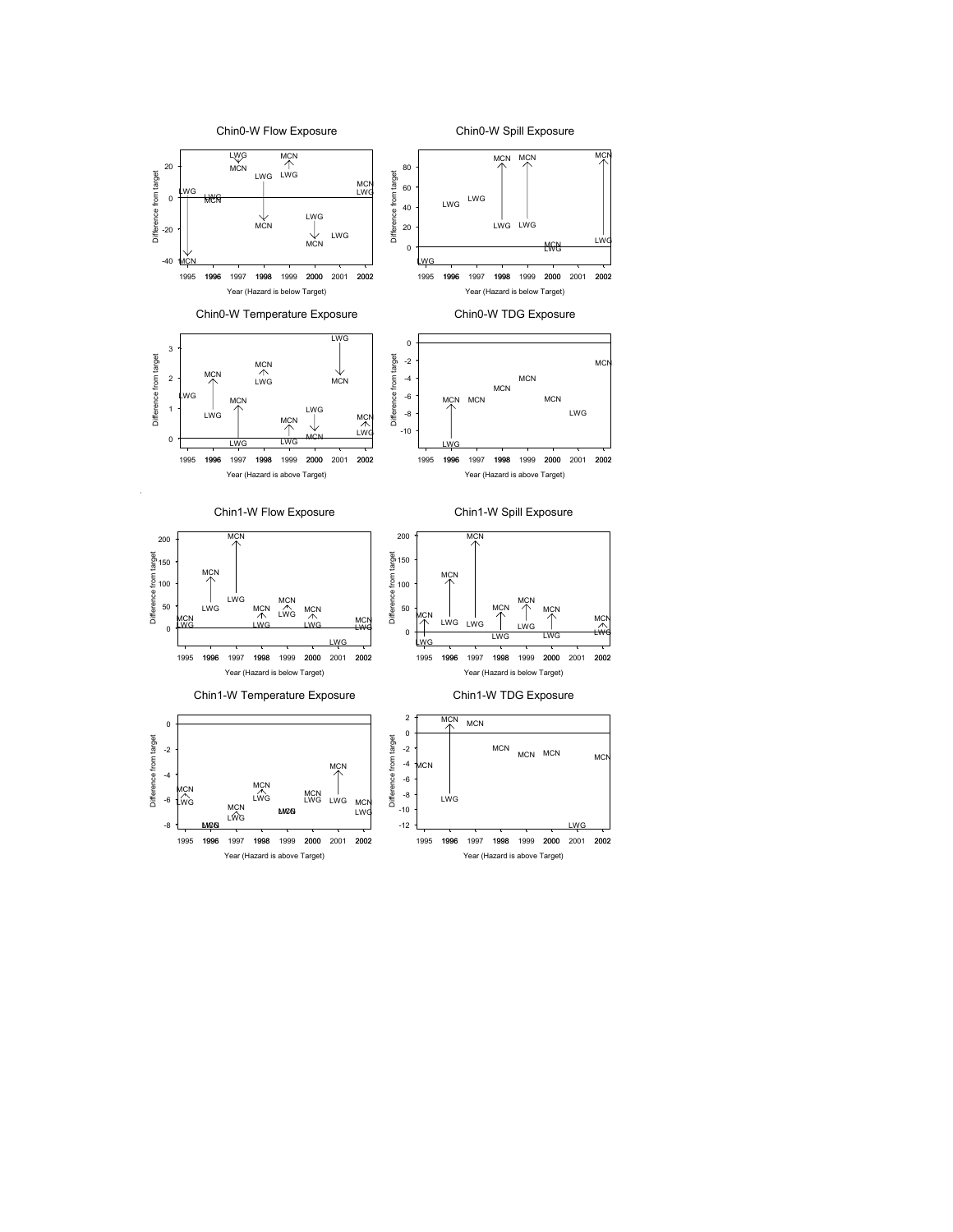Chin0-W Flow Exposure

Chin0-W Spill Exposure

Chin0-W Temperature Exposure

Chin0-W TDG Exposure

Chin1-W Flow Exposure

Chin1-W Spill Exposure

Chin1-W Temperature Exposure

Chin1-W TDG Exposure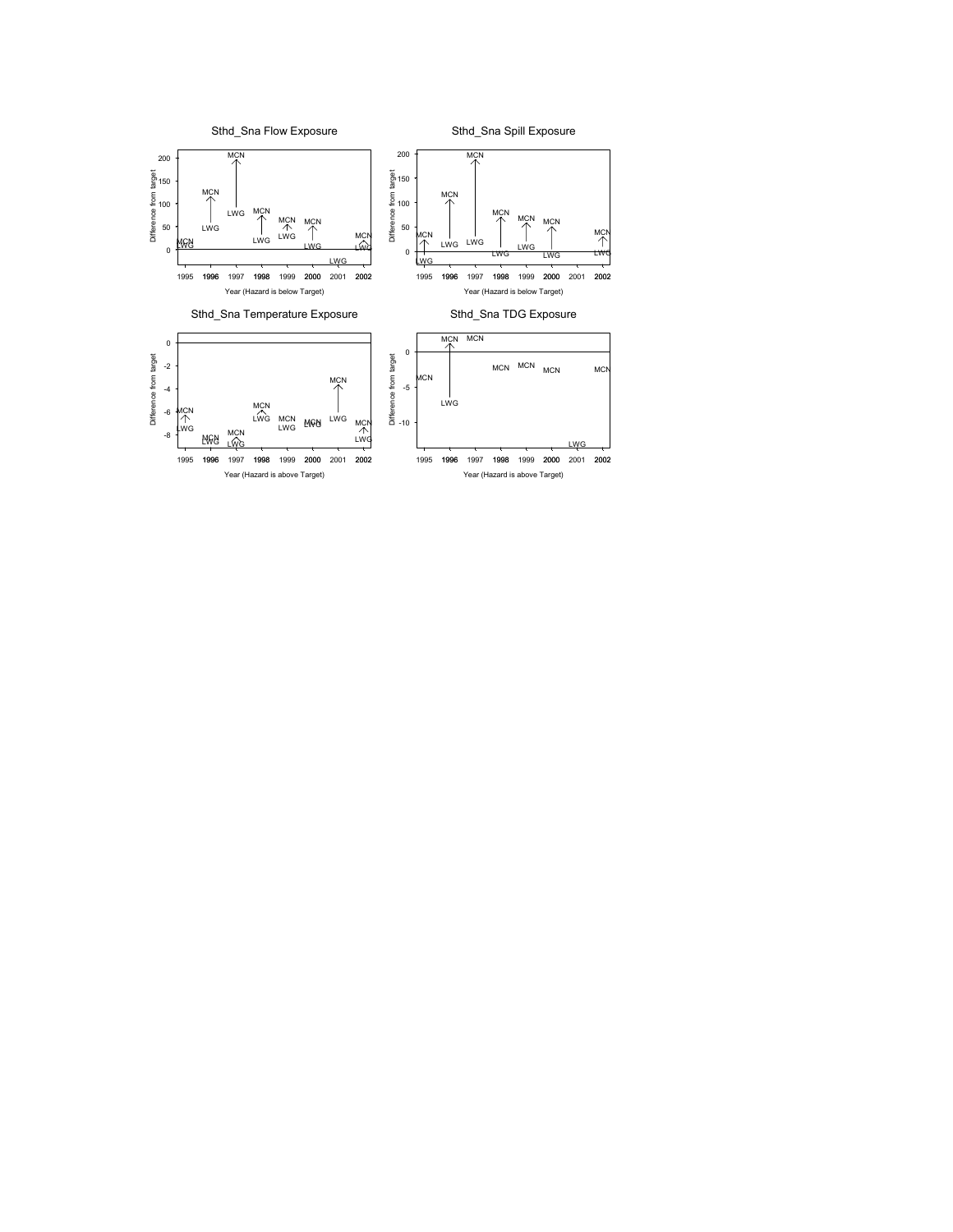Sthd_Sna Flow Exposure

Difference from target

200
150
100
50
0

MCN
LWG
MCN
LWG
MCN
LWG
MCN
LWG
MCN
LWG
MCN
LWG
LWG
MCN
LWG

1995 1996 1997 1998 1999 2000 2001 2002

Year (Hazard is below Target)

Sthd_Sna Spill Exposure

Difference from target

200
150
100
50
0

MCN
LWG
MCN
LWG
MCN
LWG
MCN
LWG
MCN
LWG
MCN
LWG
MCN
LWG

1995 1996 1997 1998 1999 2000 2001 2002

Year (Hazard is below Target)

Sthd_Sna Temperature Exposure

Difference from target

0
-2
-4
-6
-8

MCN
LWG
MCN
LWG
MCN
LWG
MCN
LWG
MCN
LWG
MCN
LWG
MCN
LWG
MCN
LWG

1995 1996 1997 1998 1999 2000 2001 2002

Year (Hazard is above Target)

Sthd_Sna TDG Exposure

Difference from target

0
-5
-10

MCN
MCN
LWG
MCN
MCN
MCN
MCN
LWG
MCN

1995 1996 1997 1998 1999 2000 2001 2002

Year (Hazard is above Target)